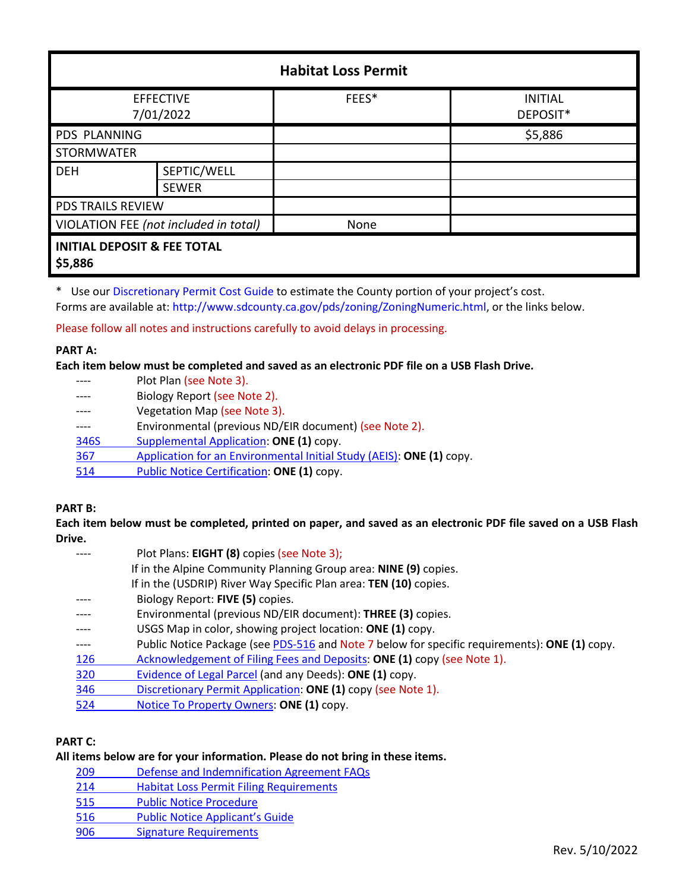| Habitat Loss Permit | | | |
|---|---|---|---|
| EFFECTIVE 7/01/2022 | | FEES* | INITIAL DEPOSIT* |
| PDS PLANNING | | | $5,886 |
| STORMWATER | | | |
| DEH | SEPTIC/WELL | | |
| | SEWER | | |
| PDS TRAILS REVIEW | | | |
| VIOLATION FEE *(not included in total)* | | None | |
| **INITIAL DEPOSIT & FEE TOTAL $5,886** | | | |

\* Use our Discretionary Permit Cost Guide to estimate the County portion of your project's cost.
Forms are available at: http://www.sdcounty.ca.gov/pds/zoning/ZoningNumeric.html, or the links below.

Please follow all notes and instructions carefully to avoid delays in processing.

**PART A:**
**Each item below must be completed and saved as an electronic PDF file on a USB Flash Drive.**

- ---- Plot Plan (see Note 3).
- ---- Biology Report (see Note 2).
- ---- Vegetation Map (see Note 3).
- ---- Environmental (previous ND/EIR document) (see Note 2).
- 346S Supplemental Application: **ONE (1)** copy.
- 367 Application for an Environmental Initial Study (AEIS): **ONE (1)** copy.
- 514 Public Notice Certification: **ONE (1)** copy.

**PART B:**
**Each item below must be completed, printed on paper, and saved as an electronic PDF file saved on a USB Flash Drive.**

- ---- Plot Plans: **EIGHT (8)** copies (see Note 3);
  If in the Alpine Community Planning Group area: **NINE (9)** copies.
  If in the (USDRIP) River Way Specific Plan area: **TEN (10)** copies.
- ---- Biology Report: **FIVE (5)** copies.
- ---- Environmental (previous ND/EIR document): **THREE (3)** copies.
- ---- USGS Map in color, showing project location: **ONE (1)** copy.
- ---- Public Notice Package (see PDS-516 and Note 7 below for specific requirements): **ONE (1)** copy.
- 126 Acknowledgement of Filing Fees and Deposits: **ONE (1)** copy (see Note 1).
- 320 Evidence of Legal Parcel (and any Deeds): **ONE (1)** copy.
- 346 Discretionary Permit Application: **ONE (1)** copy (see Note 1).
- 524 Notice To Property Owners: **ONE (1)** copy.

**PART C:**
**All items below are for your information. Please do not bring in these items.**

- 209 Defense and Indemnification Agreement FAQs
- 214 Habitat Loss Permit Filing Requirements
- 515 Public Notice Procedure
- 516 Public Notice Applicant's Guide
- 906 Signature Requirements

Rev. 5/10/2022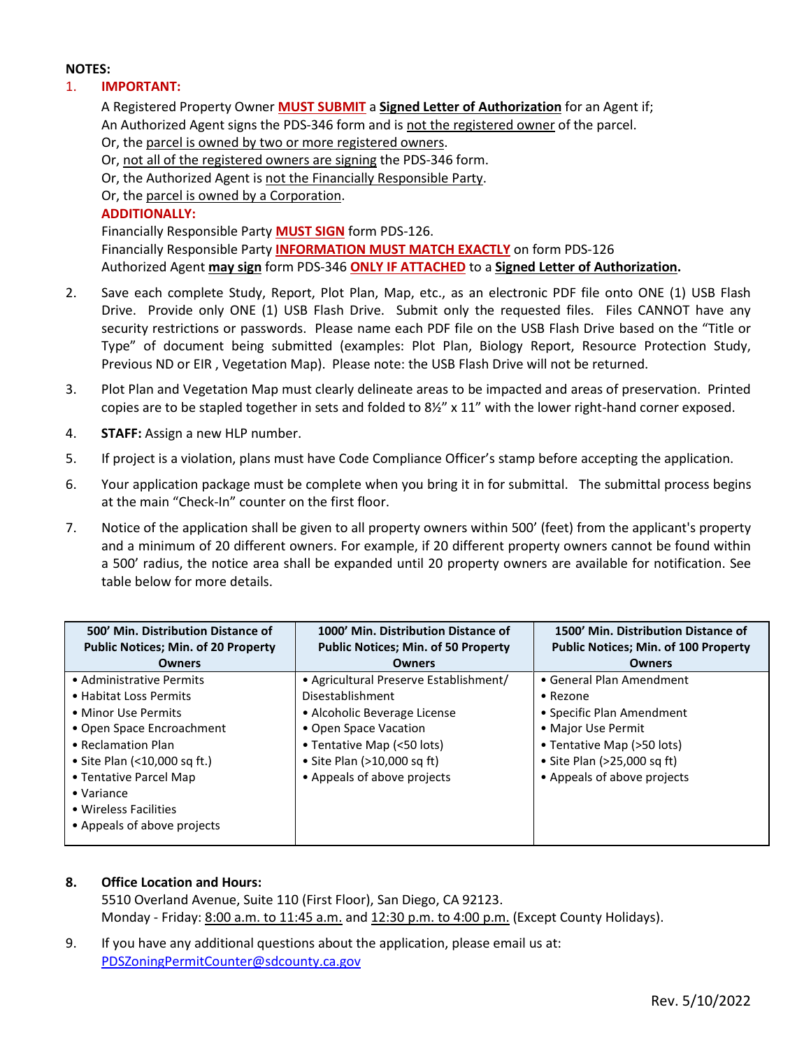**NOTES:**

1. **IMPORTANT:**

   A Registered Property Owner **MUST SUBMIT** a **Signed Letter of Authorization** for an Agent if;
   An Authorized Agent signs the PDS-346 form and is not the registered owner of the parcel.
   Or, the parcel is owned by two or more registered owners.
   Or, not all of the registered owners are signing the PDS-346 form.
   Or, the Authorized Agent is not the Financially Responsible Party.
   Or, the parcel is owned by a Corporation.

   **ADDITIONALLY:**

   Financially Responsible Party **MUST SIGN** form PDS-126.
   Financially Responsible Party **INFORMATION MUST MATCH EXACTLY** on form PDS-126
   Authorized Agent **may sign** form PDS-346 **ONLY IF ATTACHED** to a **Signed Letter of Authorization.**

2. Save each complete Study, Report, Plot Plan, Map, etc., as an electronic PDF file onto ONE (1) USB Flash Drive. Provide only ONE (1) USB Flash Drive. Submit only the requested files. Files CANNOT have any security restrictions or passwords. Please name each PDF file on the USB Flash Drive based on the "Title or Type" of document being submitted (examples: Plot Plan, Biology Report, Resource Protection Study, Previous ND or EIR , Vegetation Map). Please note: the USB Flash Drive will not be returned.

3. Plot Plan and Vegetation Map must clearly delineate areas to be impacted and areas of preservation. Printed copies are to be stapled together in sets and folded to 8½" x 11" with the lower right-hand corner exposed.

4. **STAFF:** Assign a new HLP number.

5. If project is a violation, plans must have Code Compliance Officer's stamp before accepting the application.

6. Your application package must be complete when you bring it in for submittal. The submittal process begins at the main "Check-In" counter on the first floor.

7. Notice of the application shall be given to all property owners within 500' (feet) from the applicant's property and a minimum of 20 different owners. For example, if 20 different property owners cannot be found within a 500' radius, the notice area shall be expanded until 20 property owners are available for notification. See table below for more details.

| 500' Min. Distribution Distance of Public Notices; Min. of 20 Property Owners | 1000' Min. Distribution Distance of Public Notices; Min. of 50 Property Owners | 1500' Min. Distribution Distance of Public Notices; Min. of 100 Property Owners |
|---|---|---|
| • Administrative Permits<br>• Habitat Loss Permits<br>• Minor Use Permits<br>• Open Space Encroachment<br>• Reclamation Plan<br>• Site Plan (<10,000 sq ft.)<br>• Tentative Parcel Map<br>• Variance<br>• Wireless Facilities<br>• Appeals of above projects | • Agricultural Preserve Establishment/ Disestablishment<br>• Alcoholic Beverage License<br>• Open Space Vacation<br>• Tentative Map (<50 lots)<br>• Site Plan (>10,000 sq ft)<br>• Appeals of above projects | • General Plan Amendment<br>• Rezone<br>• Specific Plan Amendment<br>• Major Use Permit<br>• Tentative Map (>50 lots)<br>• Site Plan (>25,000 sq ft)<br>• Appeals of above projects |

8. **Office Location and Hours:**
   5510 Overland Avenue, Suite 110 (First Floor), San Diego, CA 92123.
   Monday - Friday: 8:00 a.m. to 11:45 a.m. and 12:30 p.m. to 4:00 p.m. (Except County Holidays).

9. If you have any additional questions about the application, please email us at: PDSZoningPermitCounter@sdcounty.ca.gov

Rev. 5/10/2022